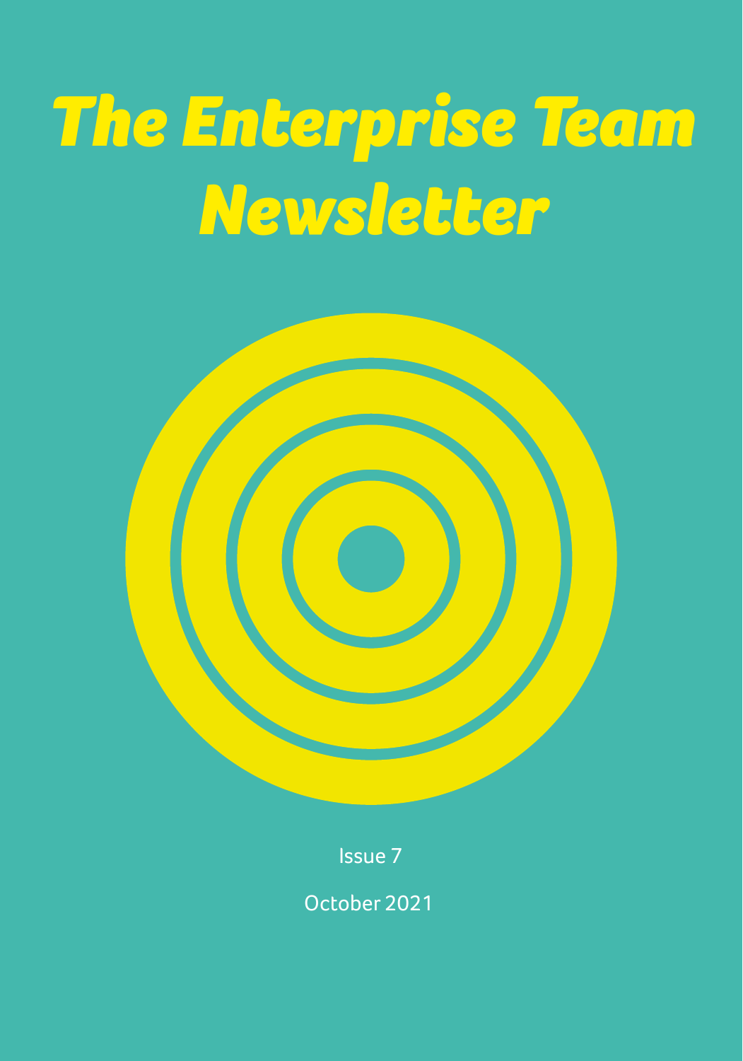# The Enterprise Team Newsletter

Issue 7

October 2021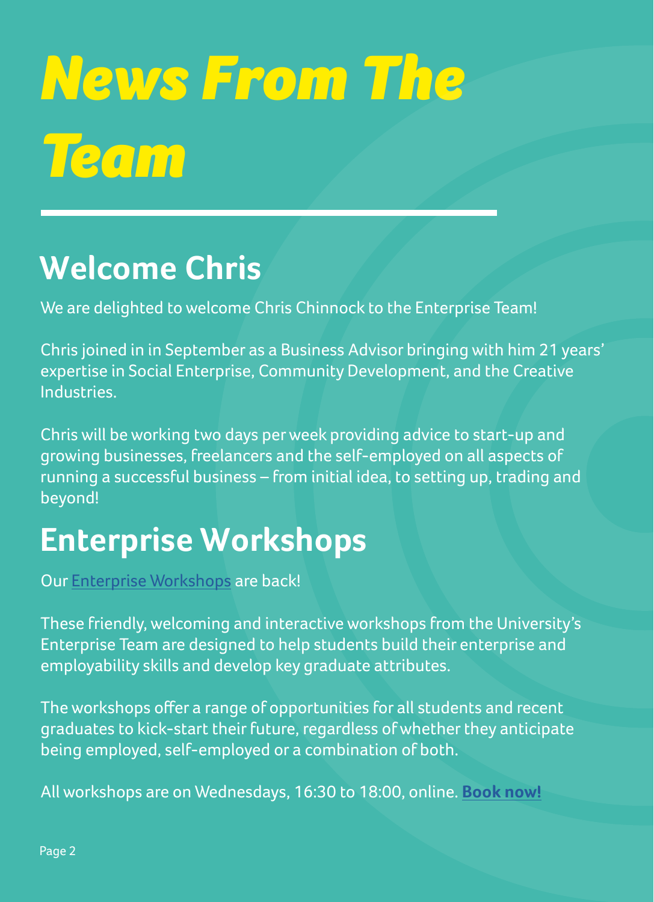# *News From The Team*

## Welcome Chris

We are delighted to welcome Chris Chinnock to the Enterprise Team!

Chris joined in in September as a Business Advisor bringing with him 21 years' expertise in Social Enterprise, Community Development, and the Creative Industries.

Chris will be working two days per week providing advice to start-up and growing businesses, freelancers and the self-employed on all aspects of running a successful business – from initial idea, to setting up, trading and beyond!

## Enterprise Workshops

Our Enterprise Workshops are back!

These friendly, welcoming and interactive workshops from the University's Enterprise Team are designed to help students build their enterprise and employability skills and develop key graduate attributes.

The workshops offer a range of opportunities for all students and recent graduates to kick-start their future, regardless of whether they anticipate being employed, self-employed or a combination of both.

All workshops are on Wednesdays, 16:30 to 18:00, online. **Book now!**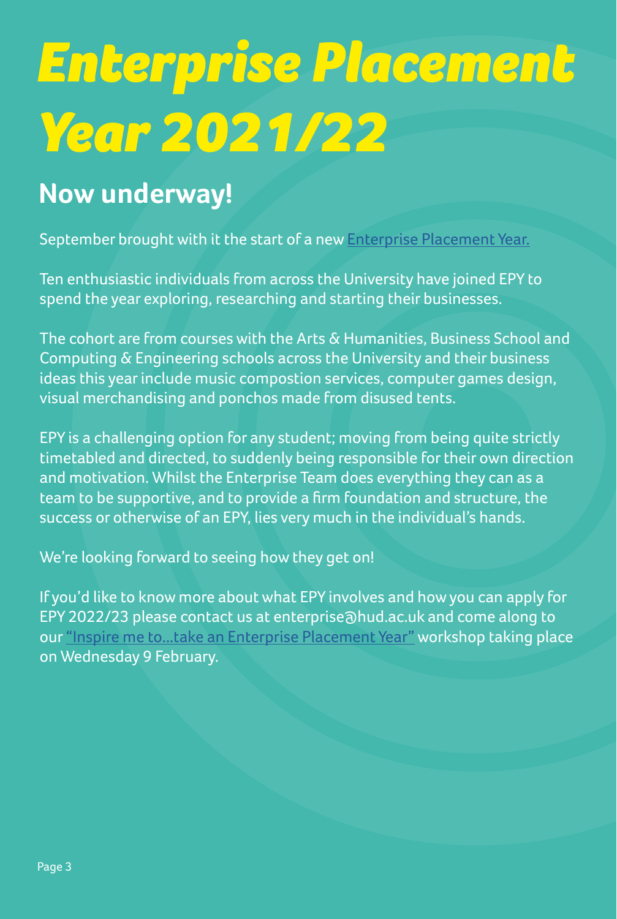# *Enterprise Placement Year 2021/22*

## Now underway!

September brought with it the start of a new Enterprise Placement Year.

Ten enthusiastic individuals from across the University have joined EPY to spend the year exploring, researching and starting their businesses.

The cohort are from courses with the Arts & Humanities, Business School and Computing & Engineering schools across the University and their business ideas this year include music compostion services, computer games design, visual merchandising and ponchos made from disused tents.

EPY is a challenging option for any student; moving from being quite strictly timetabled and directed, to suddenly being responsible for their own direction and motivation. Whilst the Enterprise Team does everything they can as a team to be supportive, and to provide a firm foundation and structure, the success or otherwise of an EPY, lies very much in the individual's hands.

We're looking forward to seeing how they get on!

If you'd like to know more about what EPY involves and how you can apply for EPY 2022/23 please contact us at enterprise@hud.ac.uk and come along to our "Inspire me to…take an Enterprise Placement Year" workshop taking place on Wednesday 9 February.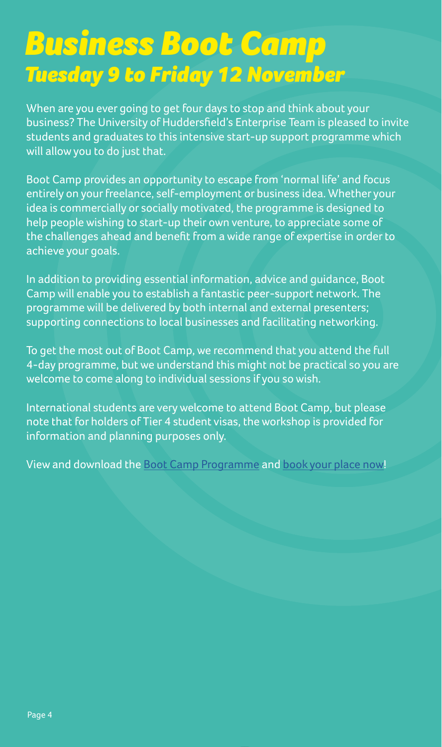# Business Boot Camp

## Tuesday 9 to Friday 12 November

When are you ever going to get four days to stop and think about your business? The University of Huddersfield's Enterprise Team is pleased to invite students and graduates to this intensive start-up support programme which will allow you to do just that.

Boot Camp provides an opportunity to escape from 'normal life' and focus entirely on your freelance, self-employment or business idea. Whether your idea is commercially or socially motivated, the programme is designed to help people wishing to start-up their own venture, to appreciate some of the challenges ahead and benefit from a wide range of expertise in order to achieve your goals.

In addition to providing essential information, advice and guidance, Boot Camp will enable you to establish a fantastic peer-support network. The programme will be delivered by both internal and external presenters; supporting connections to local businesses and facilitating networking.

To get the most out of Boot Camp, we recommend that you attend the full 4-day programme, but we understand this might not be practical so you are welcome to come along to individual sessions if you so wish.

International students are very welcome to attend Boot Camp, but please note that for holders of Tier 4 student visas, the workshop is provided for information and planning purposes only.

View and download the Boot Camp Programme and book your place now!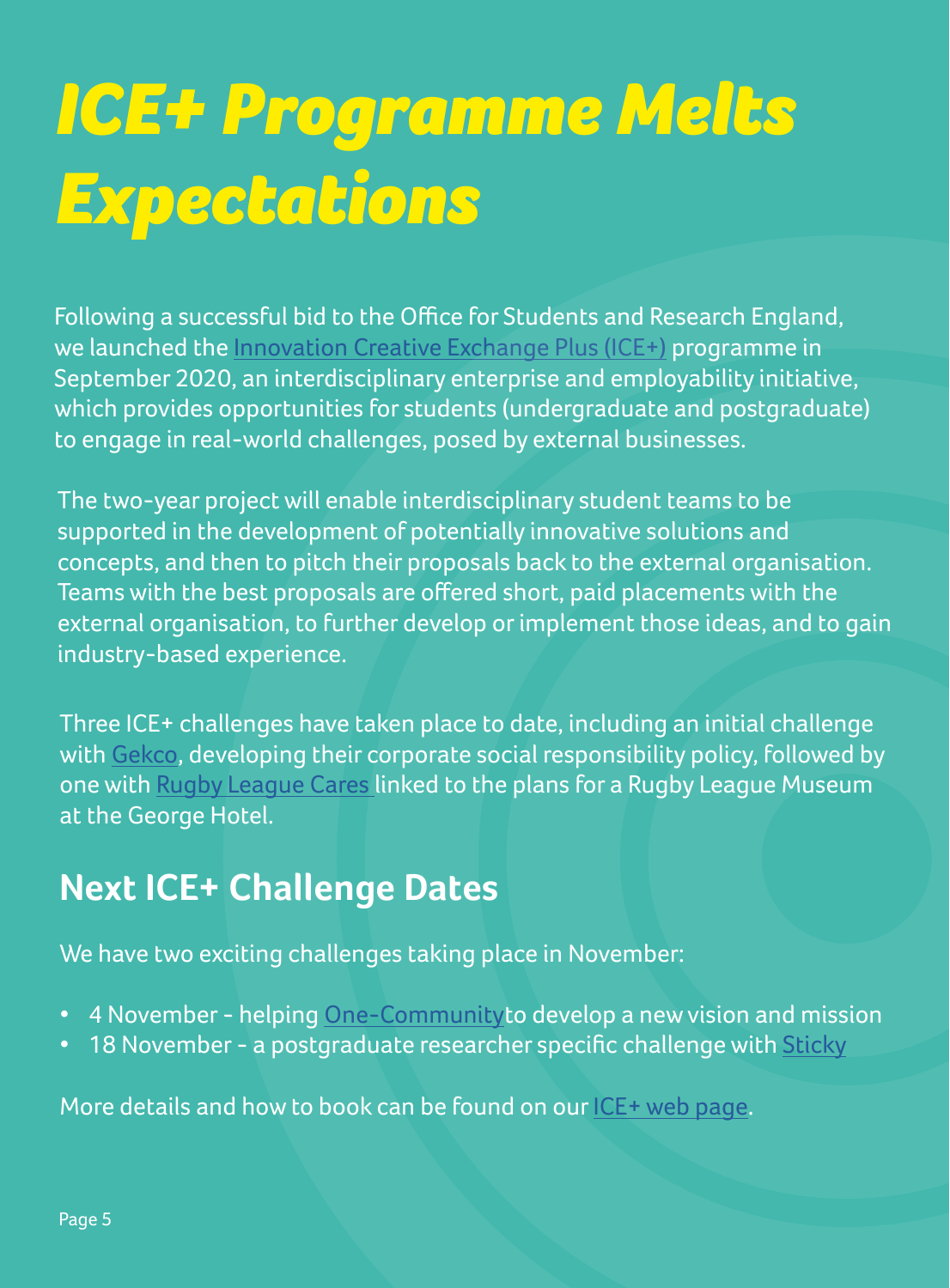# *ICE+ Programme Melts Expectations*

Following a successful bid to the Office for Students and Research England, we launched the Innovation Creative Exchange Plus (ICE+) programme in September 2020, an interdisciplinary enterprise and employability initiative, which provides opportunities for students (undergraduate and postgraduate) to engage in real-world challenges, posed by external businesses.

The two-year project will enable interdisciplinary student teams to be supported in the development of potentially innovative solutions and concepts, and then to pitch their proposals back to the external organisation. Teams with the best proposals are offered short, paid placements with the external organisation, to further develop or implement those ideas, and to gain industry-based experience.

Three ICE+ challenges have taken place to date, including an initial challenge with Gekco, developing their corporate social responsibility policy, followed by one with Rugby League Cares linked to the plans for a Rugby League Museum at the George Hotel.

## Next ICE+ Challenge Dates

We have two exciting challenges taking place in November:

- 4 November - helping One-Communityto develop a new vision and mission
- 18 November - a postgraduate researcher specific challenge with Sticky

More details and how to book can be found on our ICE+ web page.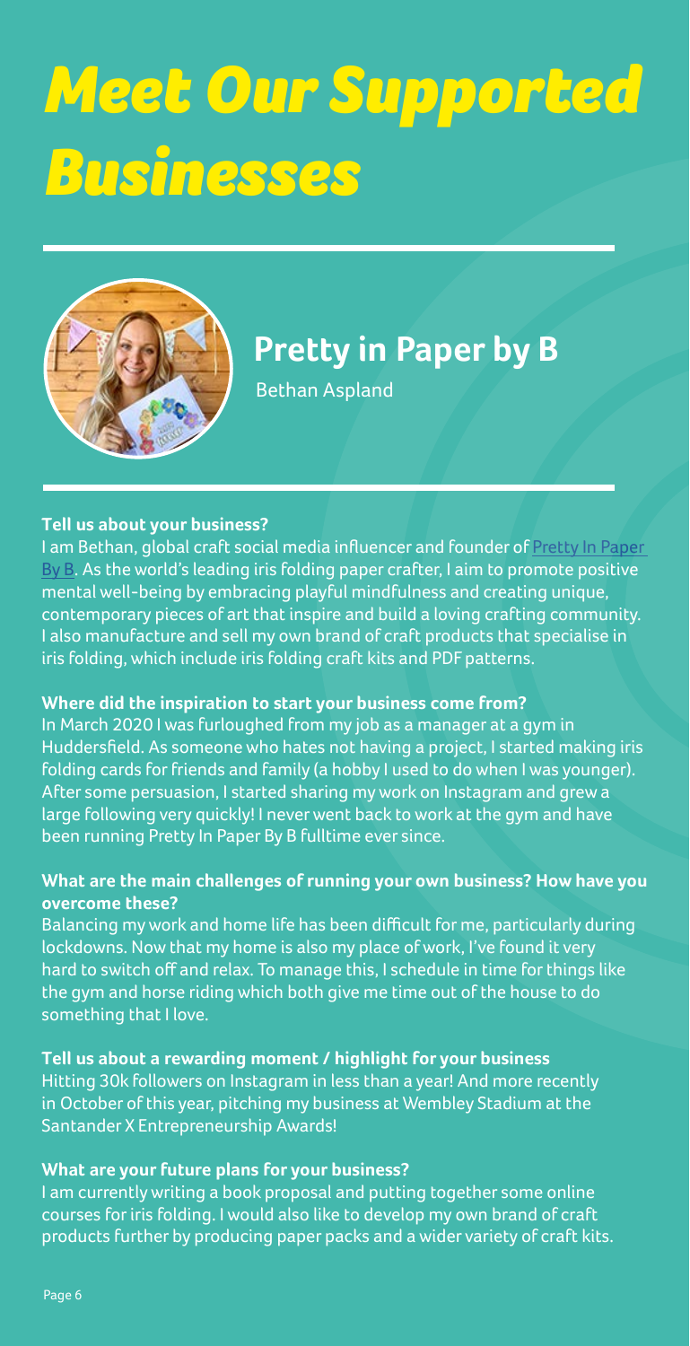# Meet Our Supported Businesses

## Pretty in Paper by B

Bethan Aspland

**Tell us about your business?**

I am Bethan, global craft social media influencer and founder of Pretty In Paper By B. As the world's leading iris folding paper crafter, I aim to promote positive mental well-being by embracing playful mindfulness and creating unique, contemporary pieces of art that inspire and build a loving crafting community. I also manufacture and sell my own brand of craft products that specialise in iris folding, which include iris folding craft kits and PDF patterns.

**Where did the inspiration to start your business come from?**

In March 2020 I was furloughed from my job as a manager at a gym in Huddersfield. As someone who hates not having a project, I started making iris folding cards for friends and family (a hobby I used to do when I was younger). After some persuasion, I started sharing my work on Instagram and grew a large following very quickly! I never went back to work at the gym and have been running Pretty In Paper By B fulltime ever since.

**What are the main challenges of running your own business? How have you overcome these?**

Balancing my work and home life has been difficult for me, particularly during lockdowns. Now that my home is also my place of work, I've found it very hard to switch off and relax. To manage this, I schedule in time for things like the gym and horse riding which both give me time out of the house to do something that I love.

**Tell us about a rewarding moment / highlight for your business**

Hitting 30k followers on Instagram in less than a year! And more recently in October of this year, pitching my business at Wembley Stadium at the Santander X Entrepreneurship Awards!

**What are your future plans for your business?**

I am currently writing a book proposal and putting together some online courses for iris folding. I would also like to develop my own brand of craft products further by producing paper packs and a wider variety of craft kits.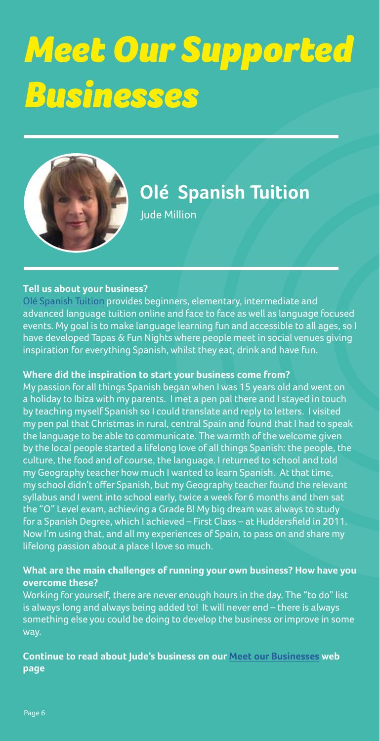# Meet Our Supported Businesses

## Olé Spanish Tuition

Jude Million

**Tell us about your business?**

Olé Spanish Tuition provides beginners, elementary, intermediate and advanced language tuition online and face to face as well as language focused events. My goal is to make language learning fun and accessible to all ages, so I have developed Tapas & Fun Nights where people meet in social venues giving inspiration for everything Spanish, whilst they eat, drink and have fun.

**Where did the inspiration to start your business come from?**

My passion for all things Spanish began when I was 15 years old and went on a holiday to Ibiza with my parents. I met a pen pal there and I stayed in touch by teaching myself Spanish so I could translate and reply to letters. I visited my pen pal that Christmas in rural, central Spain and found that I had to speak the language to be able to communicate. The warmth of the welcome given by the local people started a lifelong love of all things Spanish: the people, the culture, the food and of course, the language. I returned to school and told my Geography teacher how much I wanted to learn Spanish. At that time, my school didn't offer Spanish, but my Geography teacher found the relevant syllabus and I went into school early, twice a week for 6 months and then sat the "O" Level exam, achieving a Grade B! My big dream was always to study for a Spanish Degree, which I achieved – First Class – at Huddersfield in 2011. Now I'm using that, and all my experiences of Spain, to pass on and share my lifelong passion about a place I love so much.

**What are the main challenges of running your own business? How have you overcome these?**

Working for yourself, there are never enough hours in the day. The "to do" list is always long and always being added to! It will never end – there is always something else you could be doing to develop the business or improve in some way.

**Continue to read about Jude's business on our Meet our Businesses web page**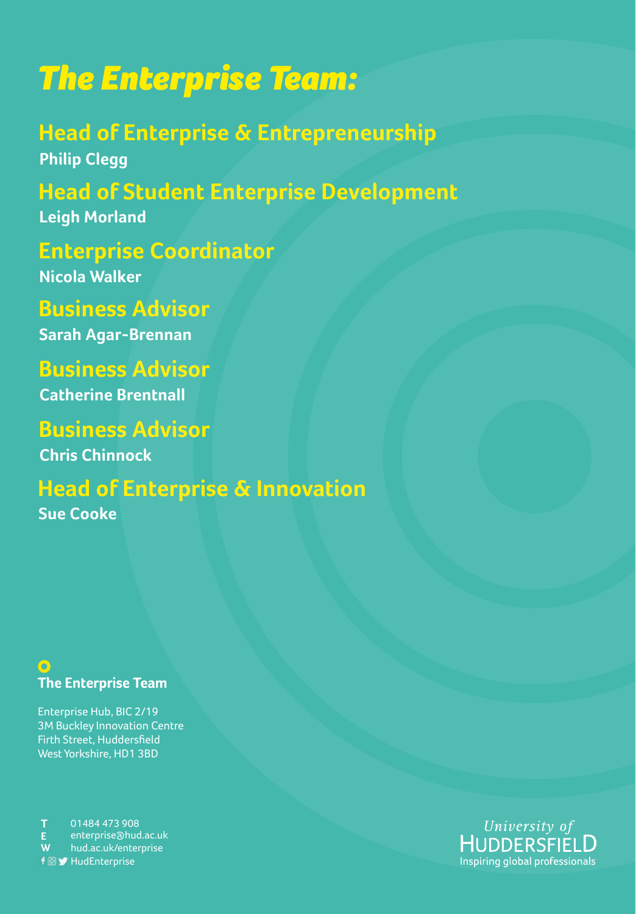# The Enterprise Team:

## Head of Enterprise & Entrepreneurship
**Philip Clegg**

## Head of Student Enterprise Development
**Leigh Morland**

## Enterprise Coordinator
**Nicola Walker**

## Business Advisor
**Sarah Agar-Brennan**

## Business Advisor
**Catherine Brentnall**

## Business Advisor
**Chris Chinnock**

## Head of Enterprise & Innovation
**Sue Cooke**

**The Enterprise Team**

Enterprise Hub, BIC 2/19
3M Buckley Innovation Centre
Firth Street, Huddersfield
West Yorkshire, HD1 3BD

**T** 01484 473 908
**E** enterprise@hud.ac.uk
**W** hud.ac.uk/enterprise
HudEnterprise

University of HUDDERSFIELD
Inspiring global professionals